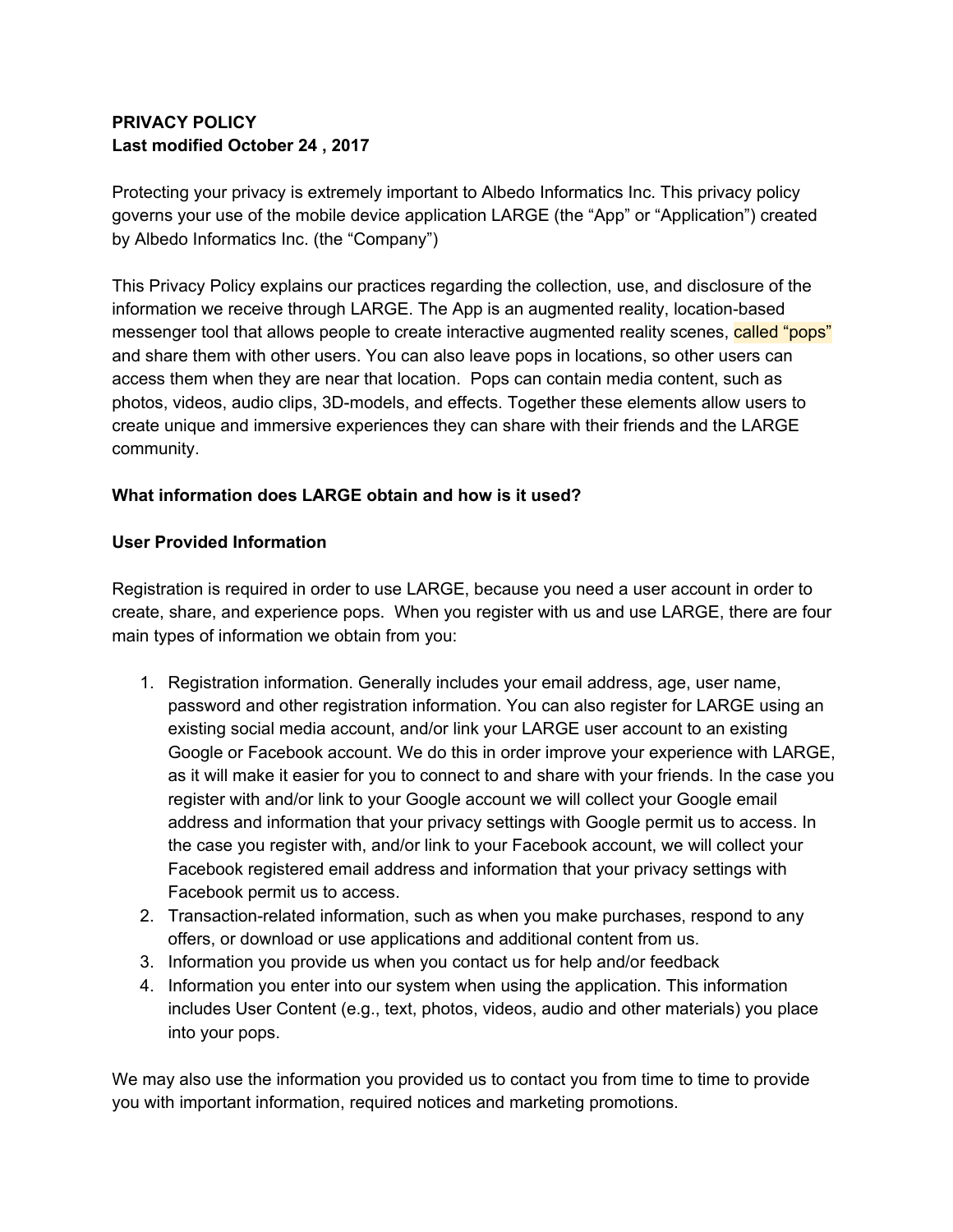**PRIVACY POLICY**
**Last modified October 24 , 2017**

Protecting your privacy is extremely important to Albedo Informatics Inc. This privacy policy governs your use of the mobile device application LARGE (the "App" or "Application") created by Albedo Informatics Inc. (the "Company")

This Privacy Policy explains our practices regarding the collection, use, and disclosure of the information we receive through LARGE. The App is an augmented reality, location-based messenger tool that allows people to create interactive augmented reality scenes, called "pops" and share them with other users. You can also leave pops in locations, so other users can access them when they are near that location. Pops can contain media content, such as photos, videos, audio clips, 3D-models, and effects. Together these elements allow users to create unique and immersive experiences they can share with their friends and the LARGE community.

**What information does LARGE obtain and how is it used?**

**User Provided Information**

Registration is required in order to use LARGE, because you need a user account in order to create, share, and experience pops. When you register with us and use LARGE, there are four main types of information we obtain from you:

1. Registration information. Generally includes your email address, age, user name, password and other registration information. You can also register for LARGE using an existing social media account, and/or link your LARGE user account to an existing Google or Facebook account. We do this in order improve your experience with LARGE, as it will make it easier for you to connect to and share with your friends. In the case you register with and/or link to your Google account we will collect your Google email address and information that your privacy settings with Google permit us to access. In the case you register with, and/or link to your Facebook account, we will collect your Facebook registered email address and information that your privacy settings with Facebook permit us to access.
2. Transaction-related information, such as when you make purchases, respond to any offers, or download or use applications and additional content from us.
3. Information you provide us when you contact us for help and/or feedback
4. Information you enter into our system when using the application. This information includes User Content (e.g., text, photos, videos, audio and other materials) you place into your pops.

We may also use the information you provided us to contact you from time to time to provide you with important information, required notices and marketing promotions.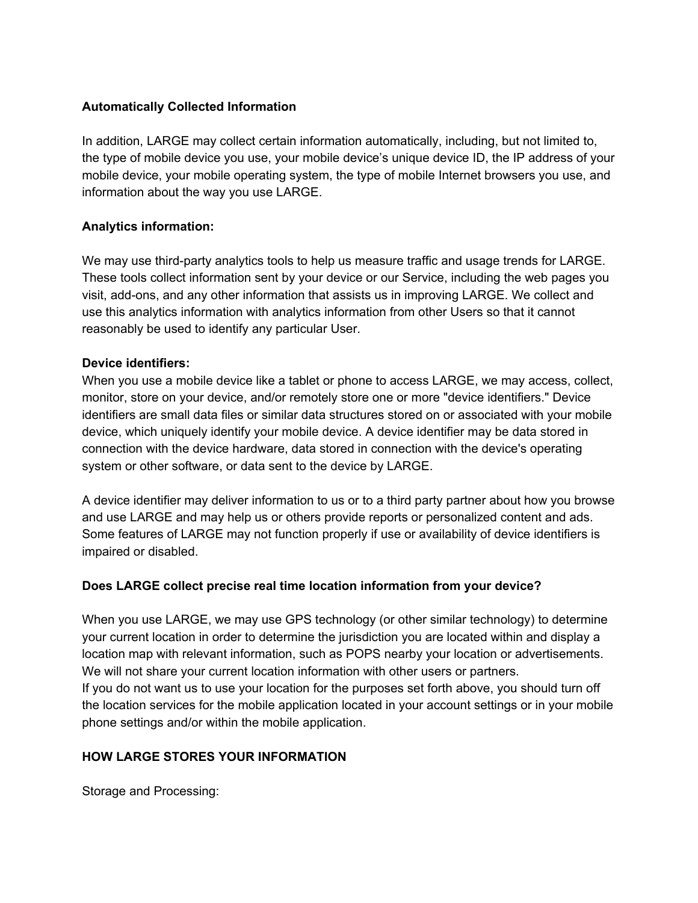**Automatically Collected Information**

In addition, LARGE may collect certain information automatically, including, but not limited to, the type of mobile device you use, your mobile device's unique device ID, the IP address of your mobile device, your mobile operating system, the type of mobile Internet browsers you use, and information about the way you use LARGE.

**Analytics information:**

We may use third-party analytics tools to help us measure traffic and usage trends for LARGE. These tools collect information sent by your device or our Service, including the web pages you visit, add-ons, and any other information that assists us in improving LARGE. We collect and use this analytics information with analytics information from other Users so that it cannot reasonably be used to identify any particular User.

**Device identifiers:**

When you use a mobile device like a tablet or phone to access LARGE, we may access, collect, monitor, store on your device, and/or remotely store one or more "device identifiers." Device identifiers are small data files or similar data structures stored on or associated with your mobile device, which uniquely identify your mobile device. A device identifier may be data stored in connection with the device hardware, data stored in connection with the device's operating system or other software, or data sent to the device by LARGE.

A device identifier may deliver information to us or to a third party partner about how you browse and use LARGE and may help us or others provide reports or personalized content and ads. Some features of LARGE may not function properly if use or availability of device identifiers is impaired or disabled.

**Does LARGE collect precise real time location information from your device?**

When you use LARGE, we may use GPS technology (or other similar technology) to determine your current location in order to determine the jurisdiction you are located within and display a location map with relevant information, such as POPS nearby your location or advertisements. We will not share your current location information with other users or partners.
If you do not want us to use your location for the purposes set forth above, you should turn off the location services for the mobile application located in your account settings or in your mobile phone settings and/or within the mobile application.

**HOW LARGE STORES YOUR INFORMATION**

Storage and Processing: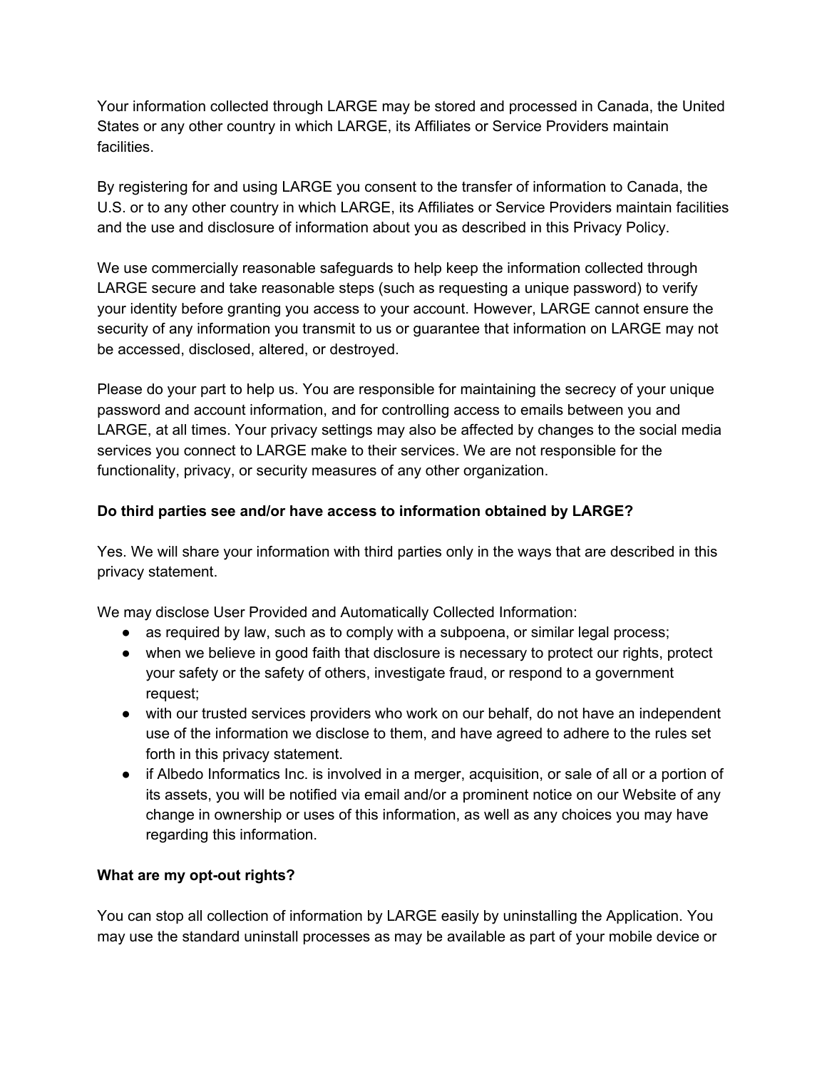Your information collected through LARGE may be stored and processed in Canada, the United States or any other country in which LARGE, its Affiliates or Service Providers maintain facilities.

By registering for and using LARGE you consent to the transfer of information to Canada, the U.S. or to any other country in which LARGE, its Affiliates or Service Providers maintain facilities and the use and disclosure of information about you as described in this Privacy Policy.

We use commercially reasonable safeguards to help keep the information collected through LARGE secure and take reasonable steps (such as requesting a unique password) to verify your identity before granting you access to your account. However, LARGE cannot ensure the security of any information you transmit to us or guarantee that information on LARGE may not be accessed, disclosed, altered, or destroyed.

Please do your part to help us. You are responsible for maintaining the secrecy of your unique password and account information, and for controlling access to emails between you and LARGE, at all times. Your privacy settings may also be affected by changes to the social media services you connect to LARGE make to their services. We are not responsible for the functionality, privacy, or security measures of any other organization.

**Do third parties see and/or have access to information obtained by LARGE?**

Yes. We will share your information with third parties only in the ways that are described in this privacy statement.

We may disclose User Provided and Automatically Collected Information:

- as required by law, such as to comply with a subpoena, or similar legal process;
- when we believe in good faith that disclosure is necessary to protect our rights, protect your safety or the safety of others, investigate fraud, or respond to a government request;
- with our trusted services providers who work on our behalf, do not have an independent use of the information we disclose to them, and have agreed to adhere to the rules set forth in this privacy statement.
- if Albedo Informatics Inc. is involved in a merger, acquisition, or sale of all or a portion of its assets, you will be notified via email and/or a prominent notice on our Website of any change in ownership or uses of this information, as well as any choices you may have regarding this information.

**What are my opt-out rights?**

You can stop all collection of information by LARGE easily by uninstalling the Application. You may use the standard uninstall processes as may be available as part of your mobile device or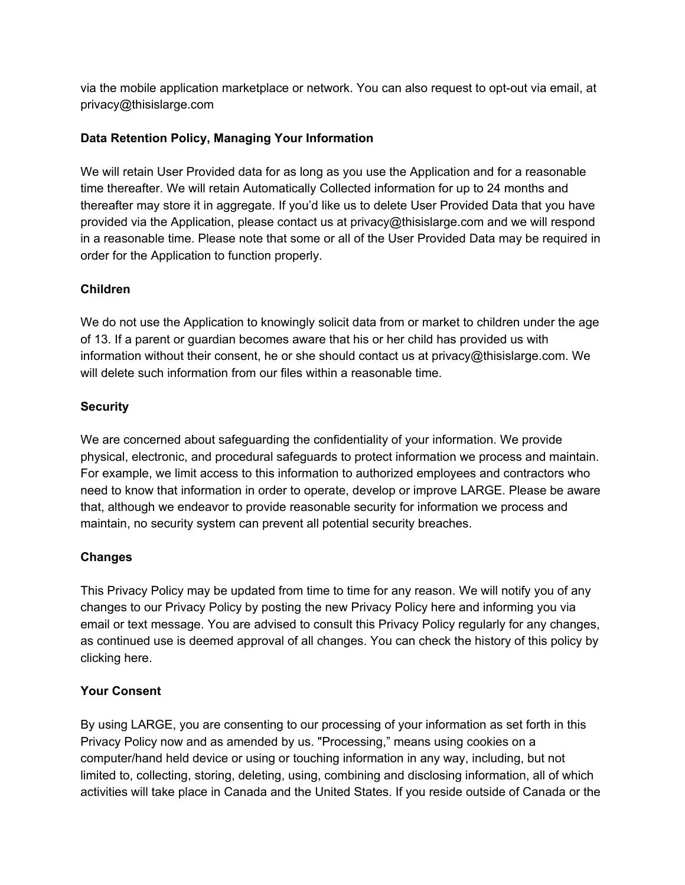via the mobile application marketplace or network. You can also request to opt-out via email, at privacy@thisislarge.com

**Data Retention Policy, Managing Your Information**

We will retain User Provided data for as long as you use the Application and for a reasonable time thereafter. We will retain Automatically Collected information for up to 24 months and thereafter may store it in aggregate. If you'd like us to delete User Provided Data that you have provided via the Application, please contact us at privacy@thisislarge.com and we will respond in a reasonable time. Please note that some or all of the User Provided Data may be required in order for the Application to function properly.

**Children**

We do not use the Application to knowingly solicit data from or market to children under the age of 13. If a parent or guardian becomes aware that his or her child has provided us with information without their consent, he or she should contact us at privacy@thisislarge.com. We will delete such information from our files within a reasonable time.

**Security**

We are concerned about safeguarding the confidentiality of your information. We provide physical, electronic, and procedural safeguards to protect information we process and maintain. For example, we limit access to this information to authorized employees and contractors who need to know that information in order to operate, develop or improve LARGE. Please be aware that, although we endeavor to provide reasonable security for information we process and maintain, no security system can prevent all potential security breaches.

**Changes**

This Privacy Policy may be updated from time to time for any reason. We will notify you of any changes to our Privacy Policy by posting the new Privacy Policy here and informing you via email or text message. You are advised to consult this Privacy Policy regularly for any changes, as continued use is deemed approval of all changes. You can check the history of this policy by clicking here.

**Your Consent**

By using LARGE, you are consenting to our processing of your information as set forth in this Privacy Policy now and as amended by us. "Processing," means using cookies on a computer/hand held device or using or touching information in any way, including, but not limited to, collecting, storing, deleting, using, combining and disclosing information, all of which activities will take place in Canada and the United States. If you reside outside of Canada or the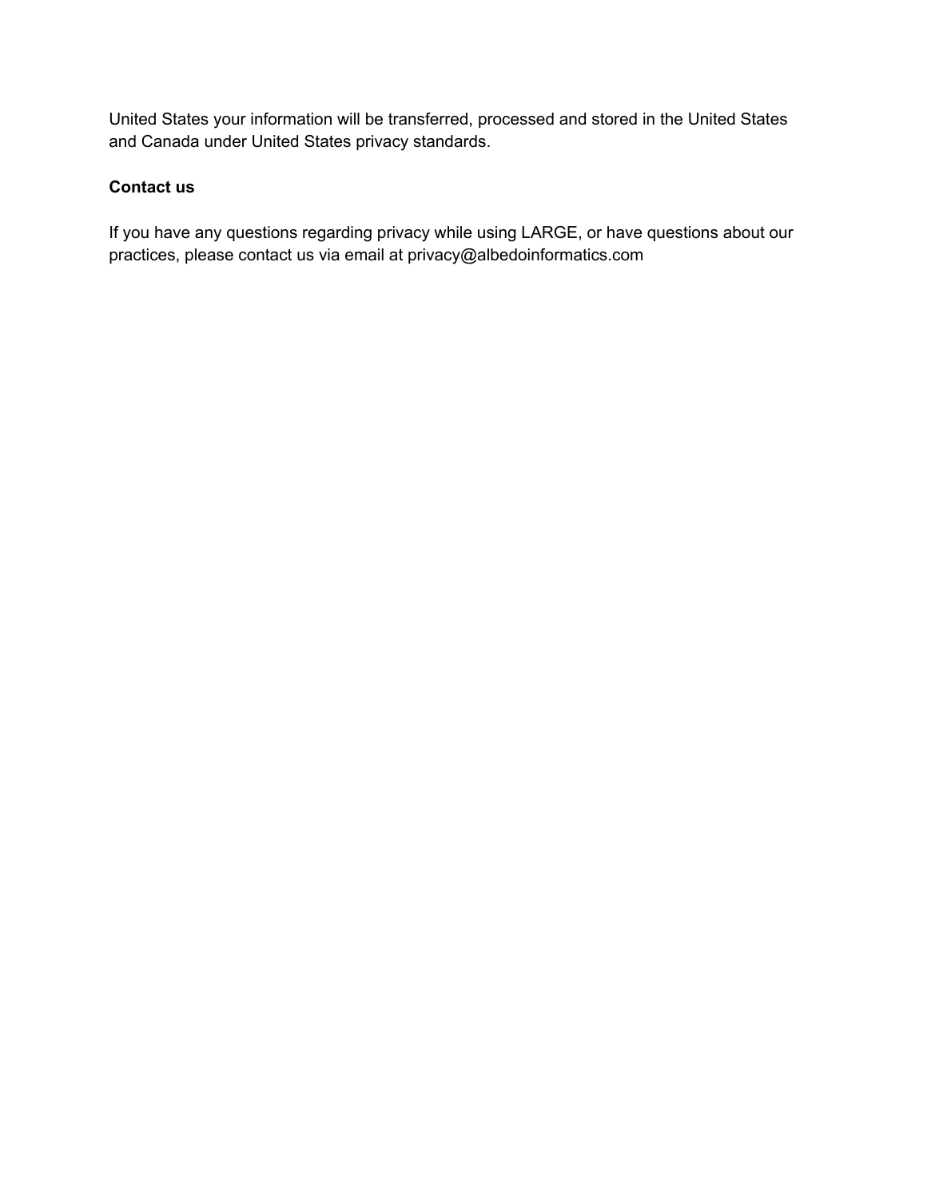United States your information will be transferred, processed and stored in the United States and Canada under United States privacy standards.

**Contact us**

If you have any questions regarding privacy while using LARGE, or have questions about our practices, please contact us via email at privacy@albedoinformatics.com